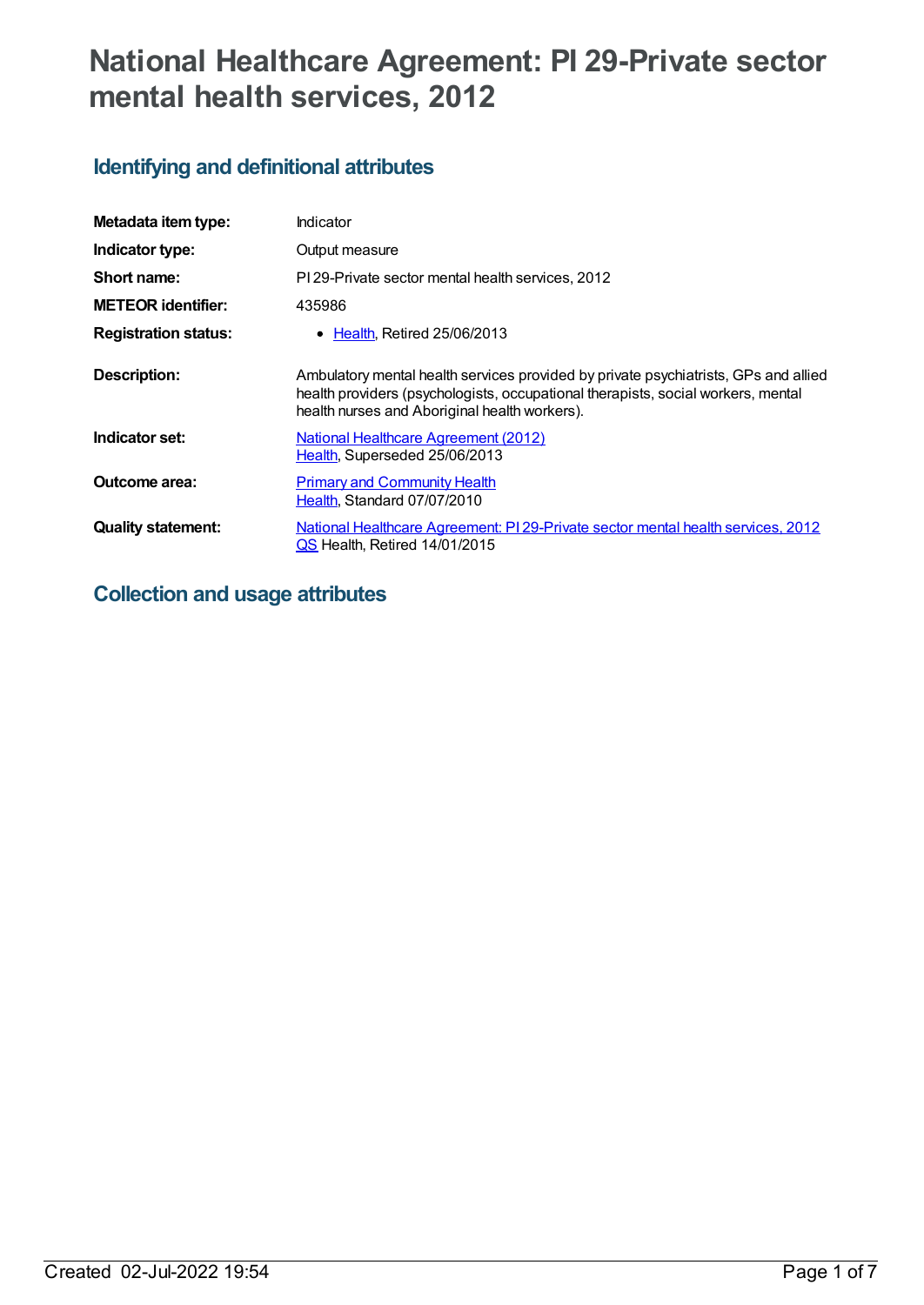# National Healthcare Agreement: PI 29-Private sector mental health services, 2012

## Identifying and definitional attributes

| | |
|---|---|
| **Metadata item type:** | Indicator |
| **Indicator type:** | Output measure |
| **Short name:** | PI 29-Private sector mental health services, 2012 |
| **METEOR identifier:** | 435986 |
| **Registration status:** | • Health, Retired 25/06/2013 |
| **Description:** | Ambulatory mental health services provided by private psychiatrists, GPs and allied health providers (psychologists, occupational therapists, social workers, mental health nurses and Aboriginal health workers). |
| **Indicator set:** | National Healthcare Agreement (2012) Health, Superseded 25/06/2013 |
| **Outcome area:** | Primary and Community Health Health, Standard 07/07/2010 |
| **Quality statement:** | National Healthcare Agreement: PI 29-Private sector mental health services, 2012 QS Health, Retired 14/01/2015 |

## Collection and usage attributes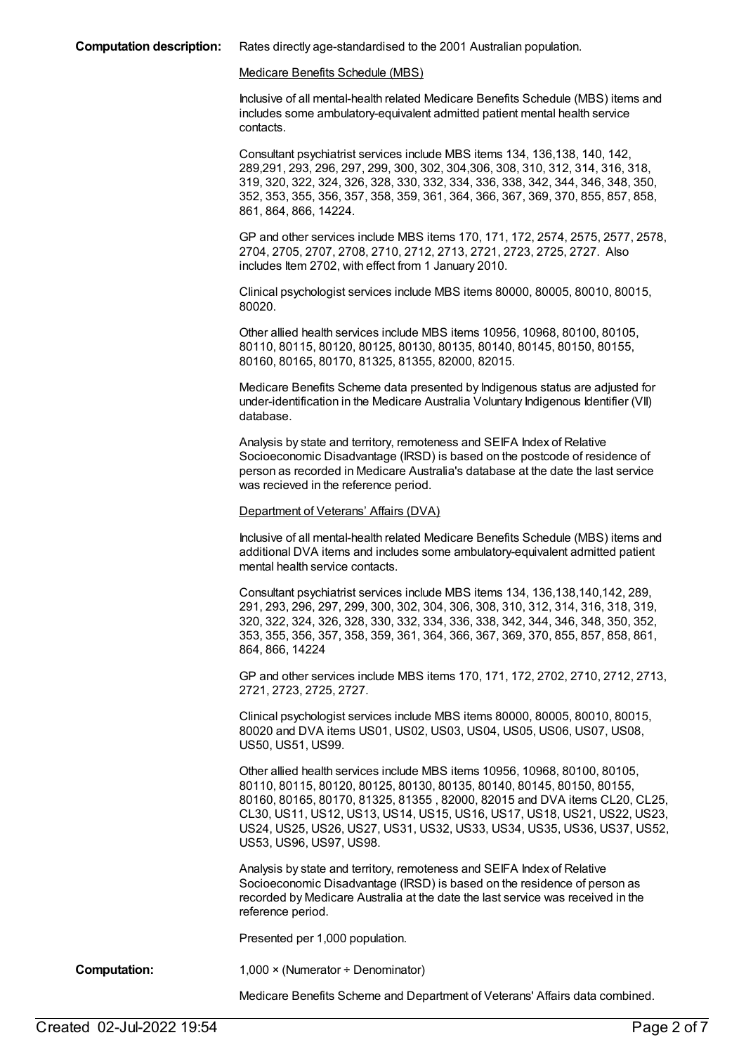**Computation description:** Rates directly age-standardised to the 2001 Australian population.

Medicare Benefits Schedule (MBS)

Inclusive of all mental-health related Medicare Benefits Schedule (MBS) items and includes some ambulatory-equivalent admitted patient mental health service contacts.

Consultant psychiatrist services include MBS items 134, 136,138, 140, 142, 289,291, 293, 296, 297, 299, 300, 302, 304,306, 308, 310, 312, 314, 316, 318, 319, 320, 322, 324, 326, 328, 330, 332, 334, 336, 338, 342, 344, 346, 348, 350, 352, 353, 355, 356, 357, 358, 359, 361, 364, 366, 367, 369, 370, 855, 857, 858, 861, 864, 866, 14224.

GP and other services include MBS items 170, 171, 172, 2574, 2575, 2577, 2578, 2704, 2705, 2707, 2708, 2710, 2712, 2713, 2721, 2723, 2725, 2727. Also includes Item 2702, with effect from 1 January 2010.

Clinical psychologist services include MBS items 80000, 80005, 80010, 80015, 80020.

Other allied health services include MBS items 10956, 10968, 80100, 80105, 80110, 80115, 80120, 80125, 80130, 80135, 80140, 80145, 80150, 80155, 80160, 80165, 80170, 81325, 81355, 82000, 82015.

Medicare Benefits Scheme data presented by Indigenous status are adjusted for under-identification in the Medicare Australia Voluntary Indigenous Identifier (VII) database.

Analysis by state and territory, remoteness and SEIFA Index of Relative Socioeconomic Disadvantage (IRSD) is based on the postcode of residence of person as recorded in Medicare Australia's database at the date the last service was recieved in the reference period.

Department of Veterans' Affairs (DVA)

Inclusive of all mental-health related Medicare Benefits Schedule (MBS) items and additional DVA items and includes some ambulatory-equivalent admitted patient mental health service contacts.

Consultant psychiatrist services include MBS items 134, 136,138,140,142, 289, 291, 293, 296, 297, 299, 300, 302, 304, 306, 308, 310, 312, 314, 316, 318, 319, 320, 322, 324, 326, 328, 330, 332, 334, 336, 338, 342, 344, 346, 348, 350, 352, 353, 355, 356, 357, 358, 359, 361, 364, 366, 367, 369, 370, 855, 857, 858, 861, 864, 866, 14224

GP and other services include MBS items 170, 171, 172, 2702, 2710, 2712, 2713, 2721, 2723, 2725, 2727.

Clinical psychologist services include MBS items 80000, 80005, 80010, 80015, 80020 and DVA items US01, US02, US03, US04, US05, US06, US07, US08, US50, US51, US99.

Other allied health services include MBS items 10956, 10968, 80100, 80105, 80110, 80115, 80120, 80125, 80130, 80135, 80140, 80145, 80150, 80155, 80160, 80165, 80170, 81325, 81355 , 82000, 82015 and DVA items CL20, CL25, CL30, US11, US12, US13, US14, US15, US16, US17, US18, US21, US22, US23, US24, US25, US26, US27, US31, US32, US33, US34, US35, US36, US37, US52, US53, US96, US97, US98.

Analysis by state and territory, remoteness and SEIFA Index of Relative Socioeconomic Disadvantage (IRSD) is based on the residence of person as recorded by Medicare Australia at the date the last service was received in the reference period.

Presented per 1,000 population.

**Computation:** 1,000 × (Numerator ÷ Denominator)

Medicare Benefits Scheme and Department of Veterans' Affairs data combined.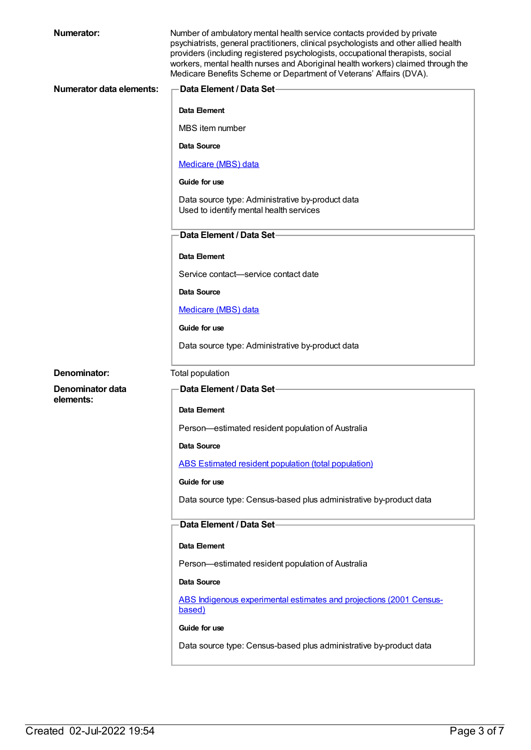**Numerator:**

Number of ambulatory mental health service contacts provided by private psychiatrists, general practitioners, clinical psychologists and other allied health providers (including registered psychologists, occupational therapists, social workers, mental health nurses and Aboriginal health workers) claimed through the Medicare Benefits Scheme or Department of Veterans' Affairs (DVA).

**Numerator data elements:**

**Data Element / Data Set**

**Data Element**

MBS item number

**Data Source**

Medicare (MBS) data

**Guide for use**

Data source type: Administrative by-product data
Used to identify mental health services

**Data Element / Data Set**

**Data Element**

Service contact—service contact date

**Data Source**

Medicare (MBS) data

**Guide for use**

Data source type: Administrative by-product data

**Denominator:**

Total population

**Denominator data elements:**

**Data Element / Data Set**

**Data Element**

Person—estimated resident population of Australia

**Data Source**

ABS Estimated resident population (total population)

**Guide for use**

Data source type: Census-based plus administrative by-product data

**Data Element / Data Set**

**Data Element**

Person—estimated resident population of Australia

**Data Source**

ABS Indigenous experimental estimates and projections (2001 Census-based)

**Guide for use**

Data source type: Census-based plus administrative by-product data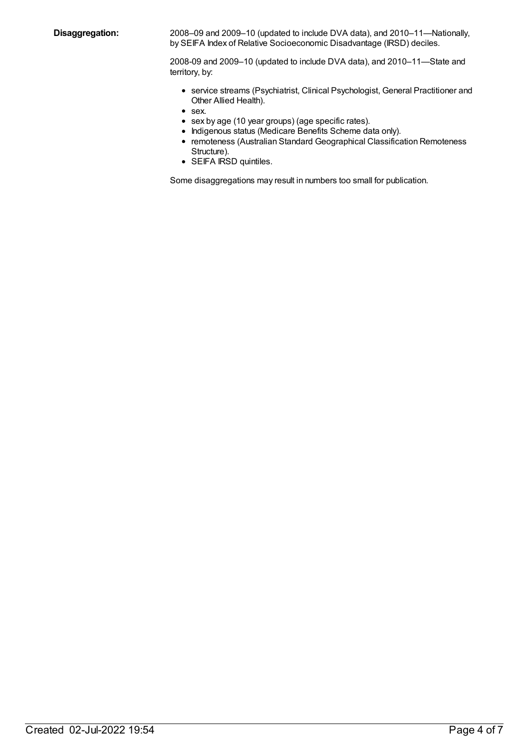**Disaggregation:**

2008–09 and 2009–10 (updated to include DVA data), and 2010–11—Nationally, by SEIFA Index of Relative Socioeconomic Disadvantage (IRSD) deciles.

2008-09 and 2009–10 (updated to include DVA data), and 2010–11—State and territory, by:

- service streams (Psychiatrist, Clinical Psychologist, General Practitioner and Other Allied Health).
- sex.
- sex by age (10 year groups) (age specific rates).
- Indigenous status (Medicare Benefits Scheme data only).
- remoteness (Australian Standard Geographical Classification Remoteness Structure).
- SEIFA IRSD quintiles.

Some disaggregations may result in numbers too small for publication.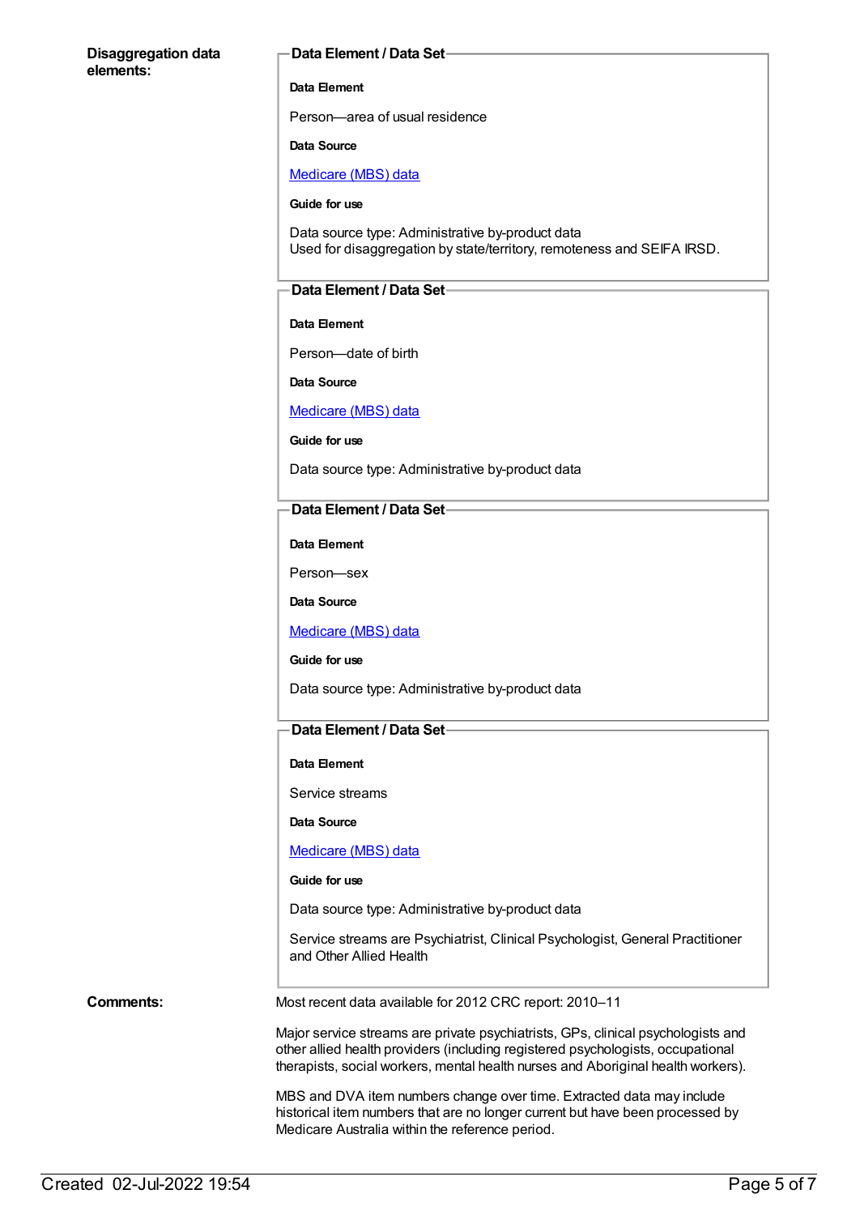**Disaggregation data elements:**

**Data Element / Data Set**

**Data Element**

Person—area of usual residence

**Data Source**

[Medicare (MBS) data]

**Guide for use**

Data source type: Administrative by-product data
Used for disaggregation by state/territory, remoteness and SEIFA IRSD.

**Data Element / Data Set**

**Data Element**

Person—date of birth

**Data Source**

[Medicare (MBS) data]

**Guide for use**

Data source type: Administrative by-product data

**Data Element / Data Set**

**Data Element**

Person—sex

**Data Source**

[Medicare (MBS) data]

**Guide for use**

Data source type: Administrative by-product data

**Data Element / Data Set**

**Data Element**

Service streams

**Data Source**

[Medicare (MBS) data]

**Guide for use**

Data source type: Administrative by-product data

Service streams are Psychiatrist, Clinical Psychologist, General Practitioner and Other Allied Health

**Comments:**

Most recent data available for 2012 CRC report: 2010–11

Major service streams are private psychiatrists, GPs, clinical psychologists and other allied health providers (including registered psychologists, occupational therapists, social workers, mental health nurses and Aboriginal health workers).

MBS and DVA item numbers change over time. Extracted data may include historical item numbers that are no longer current but have been processed by Medicare Australia within the reference period.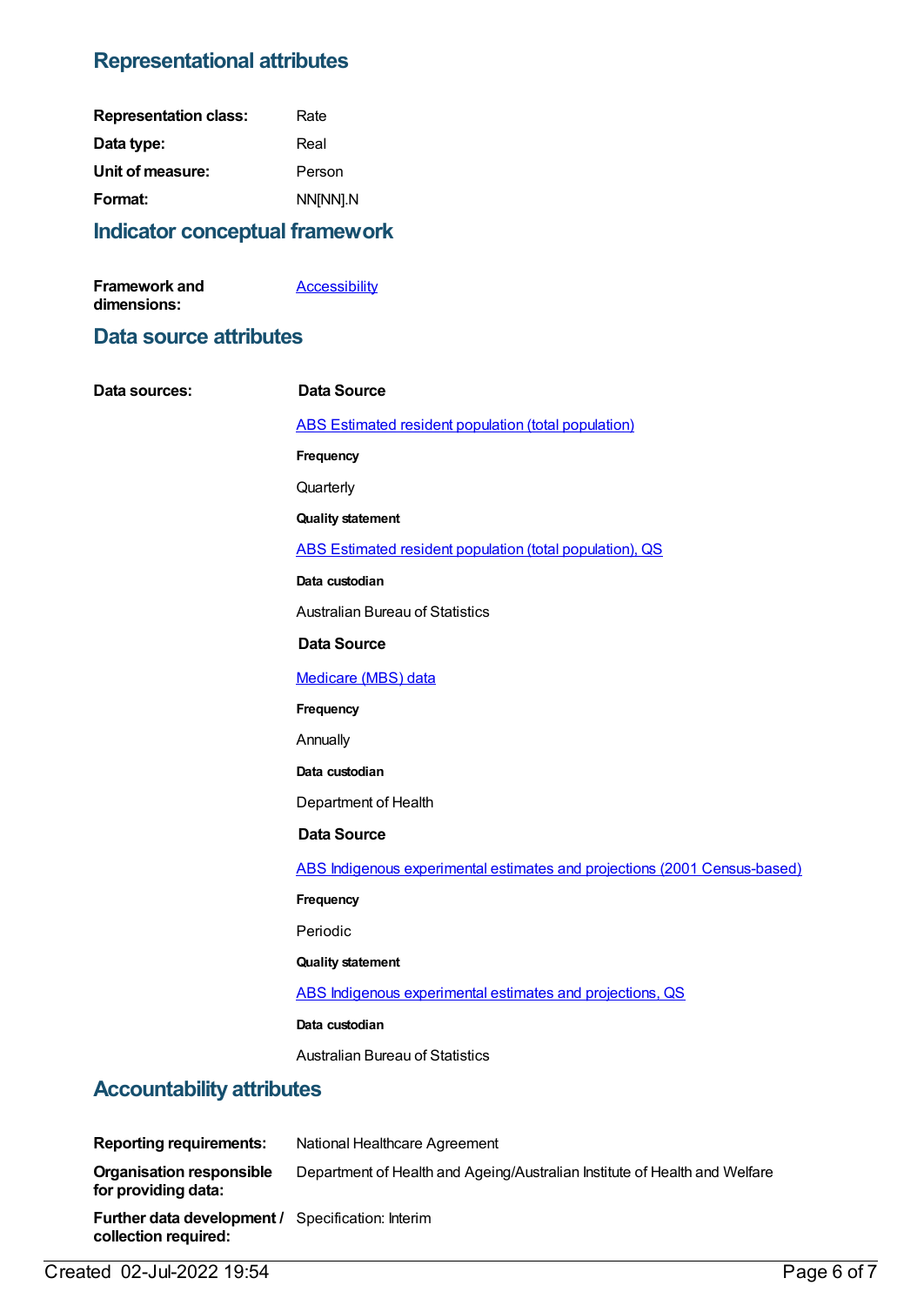## Representational attributes

**Representation class:** Rate

**Data type:** Real

**Unit of measure:** Person

**Format:** NN[NN].N

## Indicator conceptual framework

**Framework and dimensions:** Accessibility

## Data source attributes

**Data sources:**

**Data Source**

ABS Estimated resident population (total population)

**Frequency**

Quarterly

**Quality statement**

ABS Estimated resident population (total population), QS

**Data custodian**

Australian Bureau of Statistics

**Data Source**

Medicare (MBS) data

**Frequency**

Annually

**Data custodian**

Department of Health

**Data Source**

ABS Indigenous experimental estimates and projections (2001 Census-based)

**Frequency**

Periodic

**Quality statement**

ABS Indigenous experimental estimates and projections, QS

**Data custodian**

Australian Bureau of Statistics

## Accountability attributes

**Reporting requirements:** National Healthcare Agreement

**Organisation responsible for providing data:** Department of Health and Ageing/Australian Institute of Health and Welfare

**Further data development / collection required:** Specification: Interim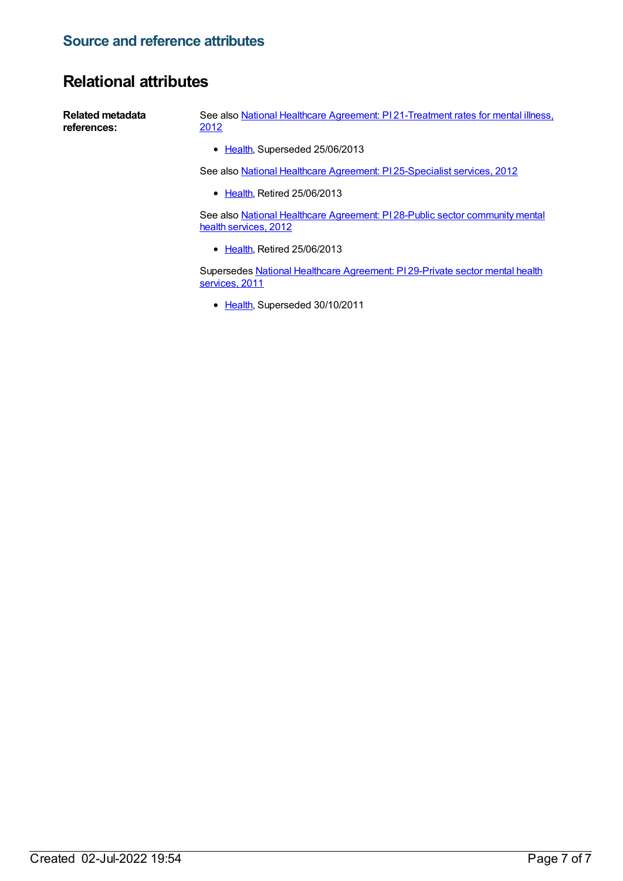## Source and reference attributes

## Relational attributes

**Related metadata references:**

See also National Healthcare Agreement: PI 21-Treatment rates for mental illness, 2012

- Health, Superseded 25/06/2013

See also National Healthcare Agreement: PI 25-Specialist services, 2012

- Health, Retired 25/06/2013

See also National Healthcare Agreement: PI 28-Public sector community mental health services, 2012

- Health, Retired 25/06/2013

Supersedes National Healthcare Agreement: PI 29-Private sector mental health services, 2011

- Health, Superseded 30/10/2011